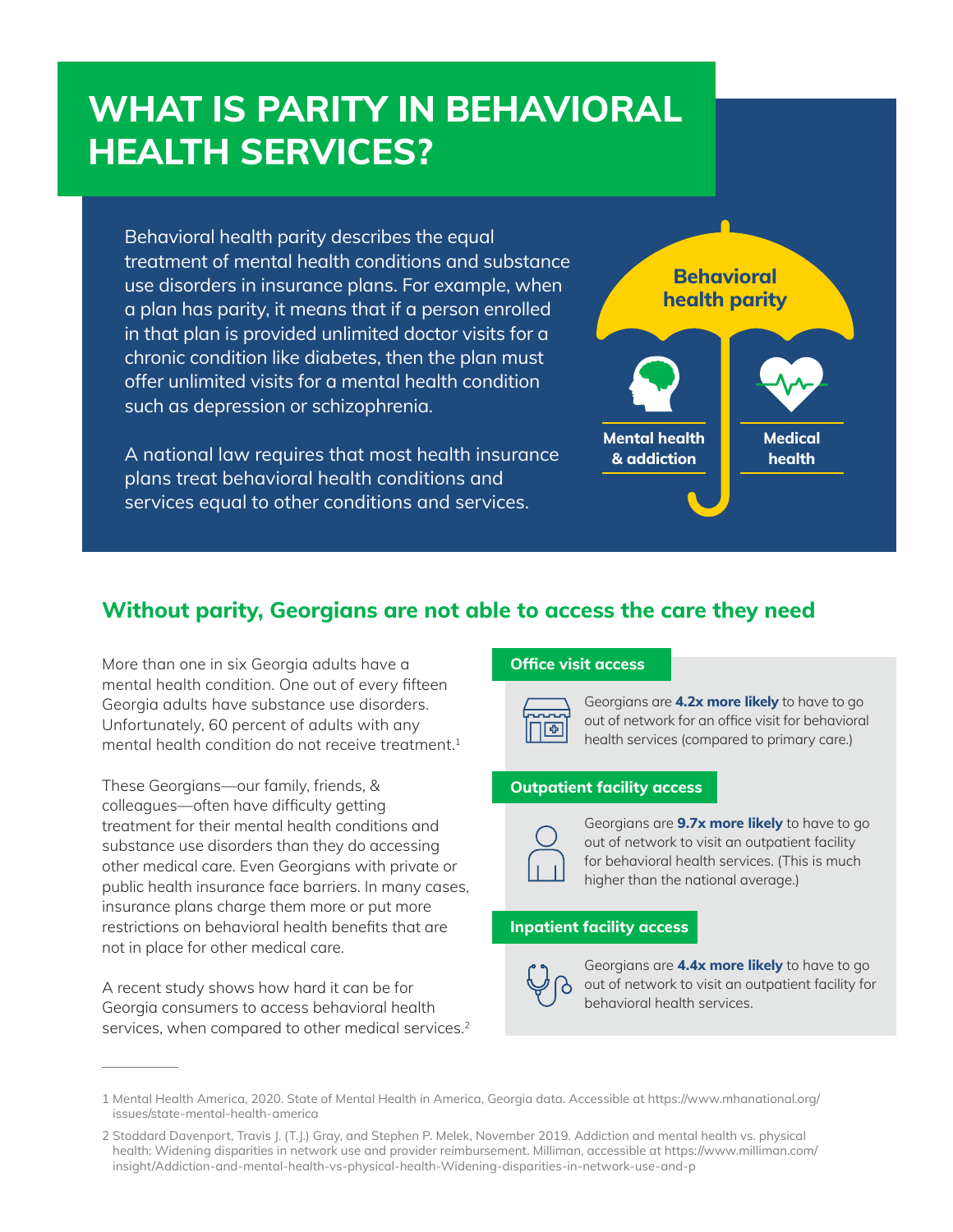# WHAT IS PARITY IN BEHAVIORAL HEALTH SERVICES?

Behavioral health parity describes the equal treatment of mental health conditions and substance use disorders in insurance plans. For example, when a plan has parity, it means that if a person enrolled in that plan is provided unlimited doctor visits for a chronic condition like diabetes, then the plan must offer unlimited visits for a mental health condition such as depression or schizophrenia.

A national law requires that most health insurance plans treat behavioral health conditions and services equal to other conditions and services.

**Behavioral health parity**

**Mental health & addiction** | **Medical health**

## Without parity, Georgians are not able to access the care they need

More than one in six Georgia adults have a mental health condition. One out of every fifteen Georgia adults have substance use disorders. Unfortunately, 60 percent of adults with any mental health condition do not receive treatment.[1]

These Georgians—our family, friends, & colleagues—often have difficulty getting treatment for their mental health conditions and substance use disorders than they do accessing other medical care. Even Georgians with private or public health insurance face barriers. In many cases, insurance plans charge them more or put more restrictions on behavioral health benefits that are not in place for other medical care.

A recent study shows how hard it can be for Georgia consumers to access behavioral health services, when compared to other medical services.[2]

### Office visit access

Georgians are **4.2x more likely** to have to go out of network for an office visit for behavioral health services (compared to primary care.)

### Outpatient facility access

Georgians are **9.7x more likely** to have to go out of network to visit an outpatient facility for behavioral health services. (This is much higher than the national average.)

### Inpatient facility access

Georgians are **4.4x more likely** to have to go out of network to visit an outpatient facility for behavioral health services.

---

1 Mental Health America, 2020. State of Mental Health in America, Georgia data. Accessible at https://www.mhanational.org/issues/state-mental-health-america

2 Stoddard Davenport, Travis J. (T.J.) Gray, and Stephen P. Melek, November 2019. Addiction and mental health vs. physical health: Widening disparities in network use and provider reimbursement. Milliman, accessible at https://www.milliman.com/insight/Addiction-and-mental-health-vs-physical-health-Widening-disparities-in-network-use-and-p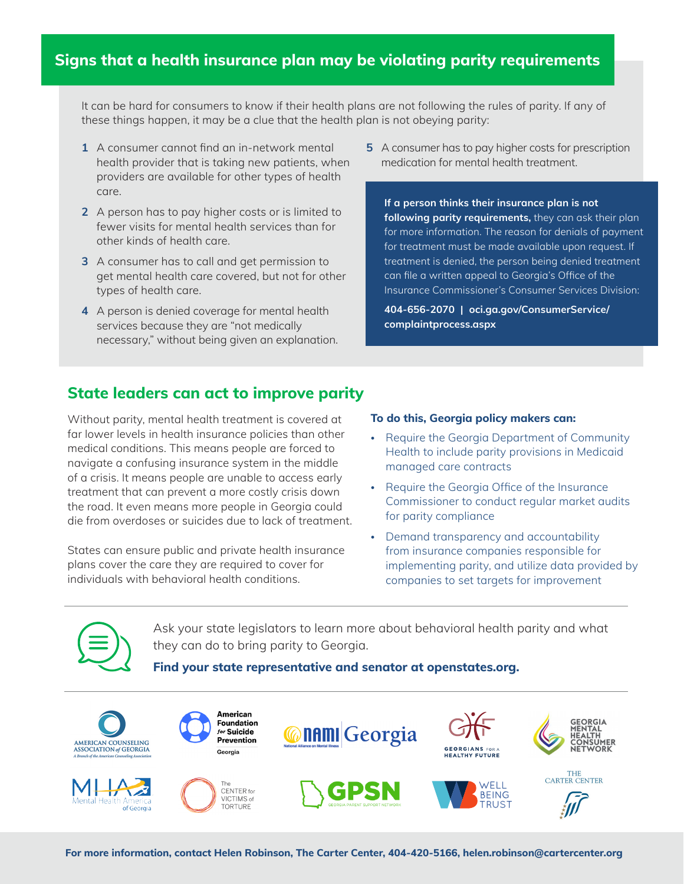## Signs that a health insurance plan may be violating parity requirements

It can be hard for consumers to know if their health plans are not following the rules of parity. If any of these things happen, it may be a clue that the health plan is not obeying parity:

1. A consumer cannot find an in-network mental health provider that is taking new patients, when providers are available for other types of health care.
2. A person has to pay higher costs or is limited to fewer visits for mental health services than for other kinds of health care.
3. A consumer has to call and get permission to get mental health care covered, but not for other types of health care.
4. A person is denied coverage for mental health services because they are "not medically necessary," without being given an explanation.
5. A consumer has to pay higher costs for prescription medication for mental health treatment.

**If a person thinks their insurance plan is not following parity requirements,** they can ask their plan for more information. The reason for denials of payment for treatment must be made available upon request. If treatment is denied, the person being denied treatment can file a written appeal to Georgia's Office of the Insurance Commissioner's Consumer Services Division:

**404-656-2070 | oci.ga.gov/ConsumerService/complaintprocess.aspx**

## State leaders can act to improve parity

Without parity, mental health treatment is covered at far lower levels in health insurance policies than other medical conditions. This means people are forced to navigate a confusing insurance system in the middle of a crisis. It means people are unable to access early treatment that can prevent a more costly crisis down the road. It even means more people in Georgia could die from overdoses or suicides due to lack of treatment.

States can ensure public and private health insurance plans cover the care they are required to cover for individuals with behavioral health conditions.

**To do this, Georgia policy makers can:**

- Require the Georgia Department of Community Health to include parity provisions in Medicaid managed care contracts
- Require the Georgia Office of the Insurance Commissioner to conduct regular market audits for parity compliance
- Demand transparency and accountability from insurance companies responsible for implementing parity, and utilize data provided by companies to set targets for improvement

Ask your state legislators to learn more about behavioral health parity and what they can do to bring parity to Georgia.

**Find your state representative and senator at openstates.org.**

American Counseling Association of Georgia — A Branch of the American Counseling Association
American Foundation for Suicide Prevention Georgia
NAMI Georgia — National Alliance on Mental Illness
Georgians for a Healthy Future
Georgia Mental Health Consumer Network
Mental Health America of Georgia
The Center for Victims of Torture
GPSN — Georgia Parent Support Network
Well Being Trust
The Carter Center

**For more information, contact Helen Robinson, The Carter Center, 404-420-5166, helen.robinson@cartercenter.org**